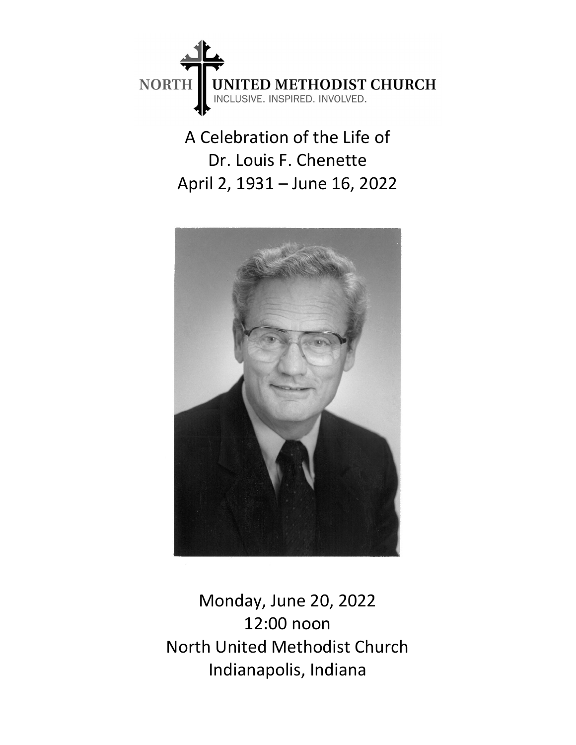NORTH UNITED METHODIST CHURCH

INCLUSIVE. INSPIRED. INVOLVED.

# A Celebration of the Life of Dr. Louis F. Chenette

April 2, 1931 – June 16, 2022

Monday, June 20, 2022

12:00 noon

North United Methodist Church

Indianapolis, Indiana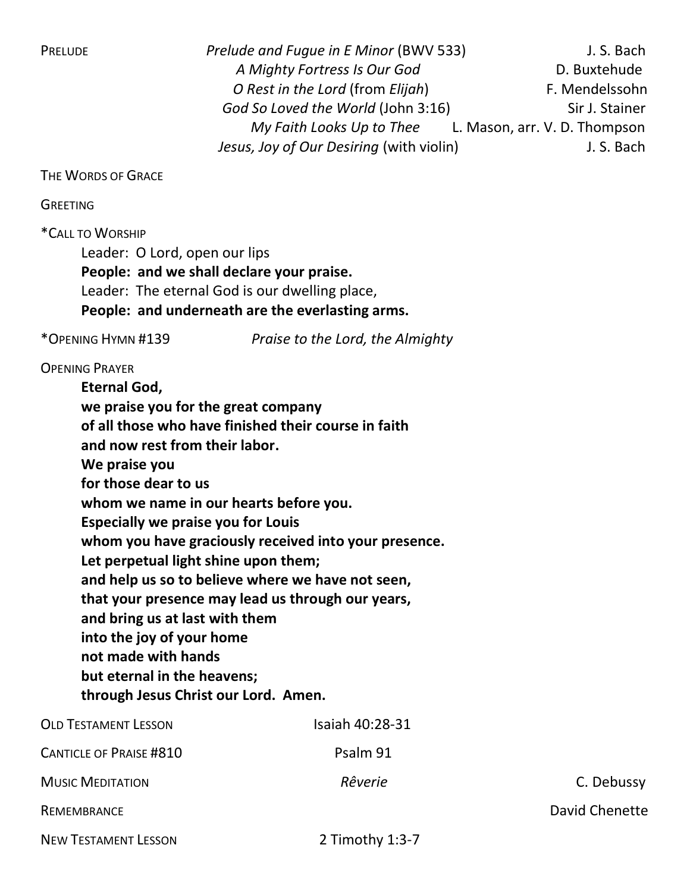PRELUDE

| | | |
|---|---|---|
| | *Prelude and Fugue in E Minor* (BWV 533) | J. S. Bach |
| | *A Mighty Fortress Is Our God* | D. Buxtehude |
| | *O Rest in the Lord* (from *Elijah*) | F. Mendelssohn |
| | *God So Loved the World* (John 3:16) | Sir J. Stainer |
| | *My Faith Looks Up to Thee* | L. Mason, arr. V. D. Thompson |
| | *Jesus, Joy of Our Desiring* (with violin) | J. S. Bach |

THE WORDS OF GRACE

GREETING

*CALL TO WORSHIP

Leader: O Lord, open our lips
**People: and we shall declare your praise.**
Leader: The eternal God is our dwelling place,
**People: and underneath are the everlasting arms.**

*OPENING HYMN #139 *Praise to the Lord, the Almighty*

OPENING PRAYER

**Eternal God,**
**we praise you for the great company**
**of all those who have finished their course in faith**
**and now rest from their labor.**
**We praise you**
**for those dear to us**
**whom we name in our hearts before you.**
**Especially we praise you for Louis**
**whom you have graciously received into your presence.**
**Let perpetual light shine upon them;**
**and help us so to believe where we have not seen,**
**that your presence may lead us through our years,**
**and bring us at last with them**
**into the joy of your home**
**not made with hands**
**but eternal in the heavens;**
**through Jesus Christ our Lord. Amen.**

OLD TESTAMENT LESSON Isaiah 40:28-31

CANTICLE OF PRAISE #810 Psalm 91

MUSIC MEDITATION *Rêverie* C. Debussy

REMEMBRANCE David Chenette

NEW TESTAMENT LESSON 2 Timothy 1:3-7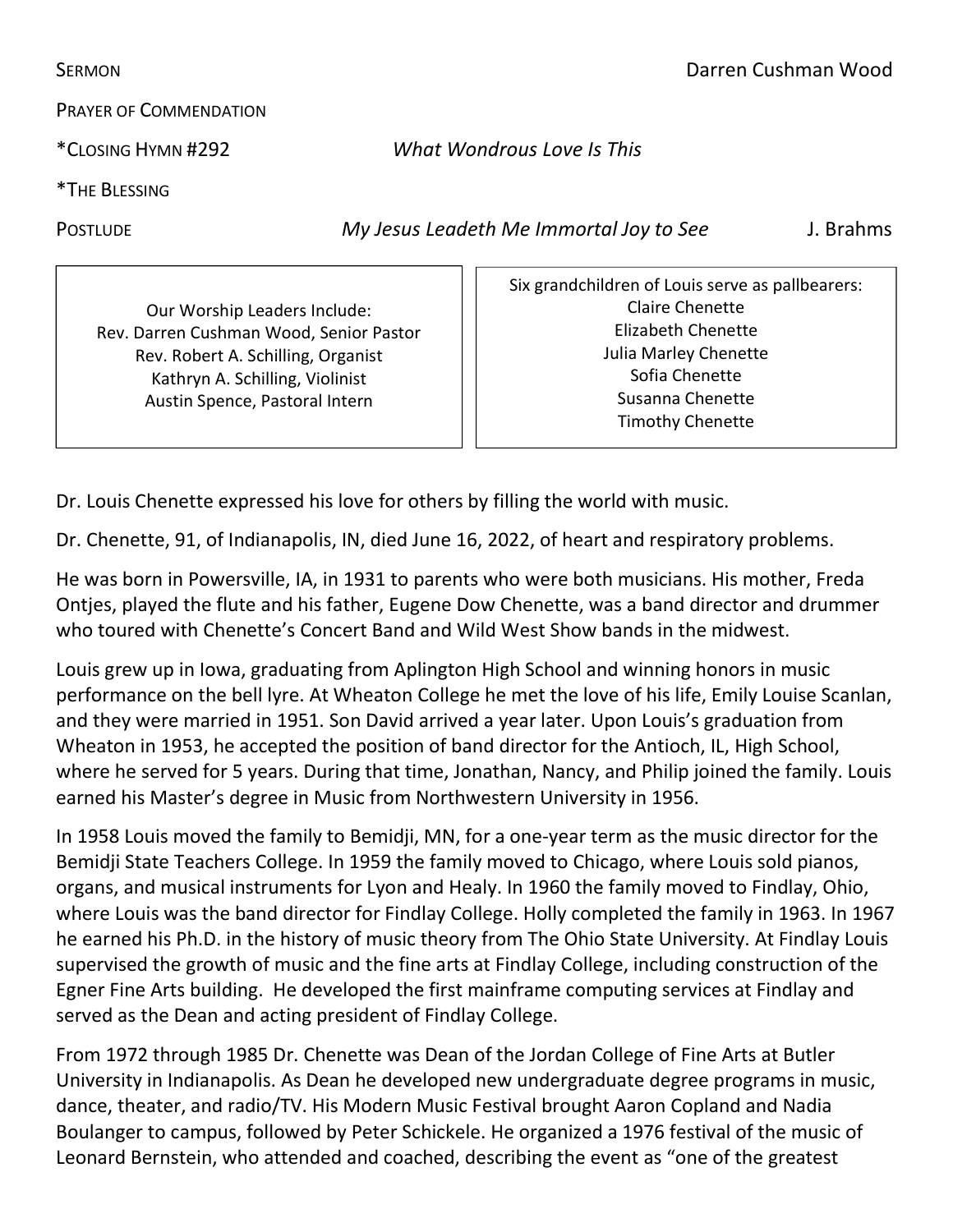SERMON Darren Cushman Wood

PRAYER OF COMMENDATION

*CLOSING HYMN #292 *What Wondrous Love Is This*

*THE BLESSING

POSTLUDE *My Jesus Leadeth Me Immortal Joy to See* J. Brahms

Our Worship Leaders Include:
Rev. Darren Cushman Wood, Senior Pastor
Rev. Robert A. Schilling, Organist
Kathryn A. Schilling, Violinist
Austin Spence, Pastoral Intern

Six grandchildren of Louis serve as pallbearers:
Claire Chenette
Elizabeth Chenette
Julia Marley Chenette
Sofia Chenette
Susanna Chenette
Timothy Chenette

Dr. Louis Chenette expressed his love for others by filling the world with music.

Dr. Chenette, 91, of Indianapolis, IN, died June 16, 2022, of heart and respiratory problems.

He was born in Powersville, IA, in 1931 to parents who were both musicians. His mother, Freda Ontjes, played the flute and his father, Eugene Dow Chenette, was a band director and drummer who toured with Chenette's Concert Band and Wild West Show bands in the midwest.

Louis grew up in Iowa, graduating from Aplington High School and winning honors in music performance on the bell lyre. At Wheaton College he met the love of his life, Emily Louise Scanlan, and they were married in 1951. Son David arrived a year later. Upon Louis's graduation from Wheaton in 1953, he accepted the position of band director for the Antioch, IL, High School, where he served for 5 years. During that time, Jonathan, Nancy, and Philip joined the family. Louis earned his Master's degree in Music from Northwestern University in 1956.

In 1958 Louis moved the family to Bemidji, MN, for a one-year term as the music director for the Bemidji State Teachers College. In 1959 the family moved to Chicago, where Louis sold pianos, organs, and musical instruments for Lyon and Healy. In 1960 the family moved to Findlay, Ohio, where Louis was the band director for Findlay College. Holly completed the family in 1963. In 1967 he earned his Ph.D. in the history of music theory from The Ohio State University. At Findlay Louis supervised the growth of music and the fine arts at Findlay College, including construction of the Egner Fine Arts building. He developed the first mainframe computing services at Findlay and served as the Dean and acting president of Findlay College.

From 1972 through 1985 Dr. Chenette was Dean of the Jordan College of Fine Arts at Butler University in Indianapolis. As Dean he developed new undergraduate degree programs in music, dance, theater, and radio/TV. His Modern Music Festival brought Aaron Copland and Nadia Boulanger to campus, followed by Peter Schickele. He organized a 1976 festival of the music of Leonard Bernstein, who attended and coached, describing the event as "one of the greatest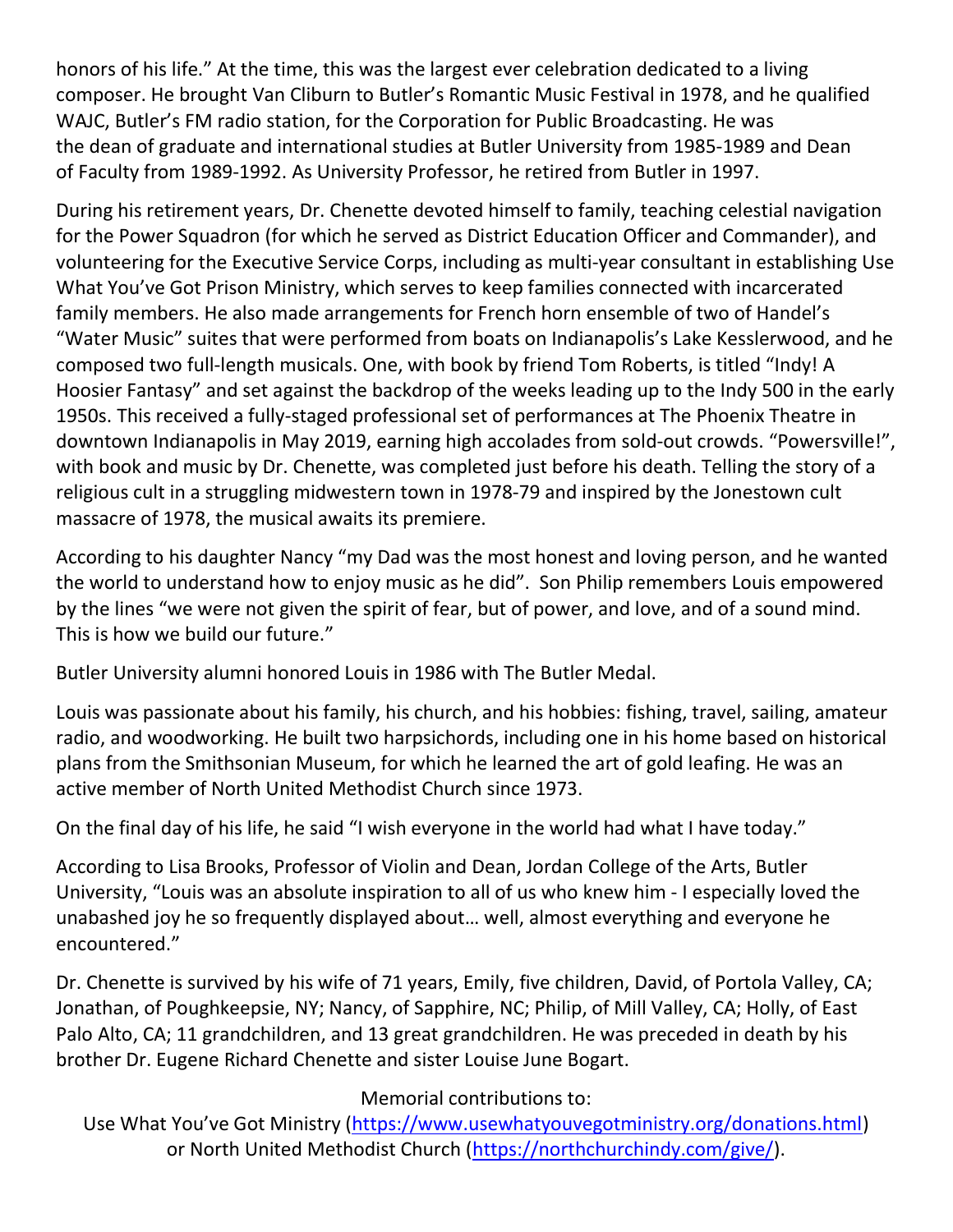honors of his life." At the time, this was the largest ever celebration dedicated to a living composer. He brought Van Cliburn to Butler's Romantic Music Festival in 1978, and he qualified WAJC, Butler's FM radio station, for the Corporation for Public Broadcasting. He was the dean of graduate and international studies at Butler University from 1985-1989 and Dean of Faculty from 1989-1992. As University Professor, he retired from Butler in 1997.

During his retirement years, Dr. Chenette devoted himself to family, teaching celestial navigation for the Power Squadron (for which he served as District Education Officer and Commander), and volunteering for the Executive Service Corps, including as multi-year consultant in establishing Use What You've Got Prison Ministry, which serves to keep families connected with incarcerated family members. He also made arrangements for French horn ensemble of two of Handel's "Water Music" suites that were performed from boats on Indianapolis's Lake Kesslerwood, and he composed two full-length musicals. One, with book by friend Tom Roberts, is titled "Indy! A Hoosier Fantasy" and set against the backdrop of the weeks leading up to the Indy 500 in the early 1950s. This received a fully-staged professional set of performances at The Phoenix Theatre in downtown Indianapolis in May 2019, earning high accolades from sold-out crowds. "Powersville!", with book and music by Dr. Chenette, was completed just before his death. Telling the story of a religious cult in a struggling midwestern town in 1978-79 and inspired by the Jonestown cult massacre of 1978, the musical awaits its premiere.

According to his daughter Nancy "my Dad was the most honest and loving person, and he wanted the world to understand how to enjoy music as he did". Son Philip remembers Louis empowered by the lines "we were not given the spirit of fear, but of power, and love, and of a sound mind. This is how we build our future."

Butler University alumni honored Louis in 1986 with The Butler Medal.

Louis was passionate about his family, his church, and his hobbies: fishing, travel, sailing, amateur radio, and woodworking. He built two harpsichords, including one in his home based on historical plans from the Smithsonian Museum, for which he learned the art of gold leafing. He was an active member of North United Methodist Church since 1973.

On the final day of his life, he said "I wish everyone in the world had what I have today."

According to Lisa Brooks, Professor of Violin and Dean, Jordan College of the Arts, Butler University, "Louis was an absolute inspiration to all of us who knew him - I especially loved the unabashed joy he so frequently displayed about… well, almost everything and everyone he encountered."

Dr. Chenette is survived by his wife of 71 years, Emily, five children, David, of Portola Valley, CA; Jonathan, of Poughkeepsie, NY; Nancy, of Sapphire, NC; Philip, of Mill Valley, CA; Holly, of East Palo Alto, CA; 11 grandchildren, and 13 great grandchildren. He was preceded in death by his brother Dr. Eugene Richard Chenette and sister Louise June Bogart.

Memorial contributions to:
Use What You've Got Ministry (https://www.usewhatyouvegotministry.org/donations.html) or North United Methodist Church (https://northchurchindy.com/give/).